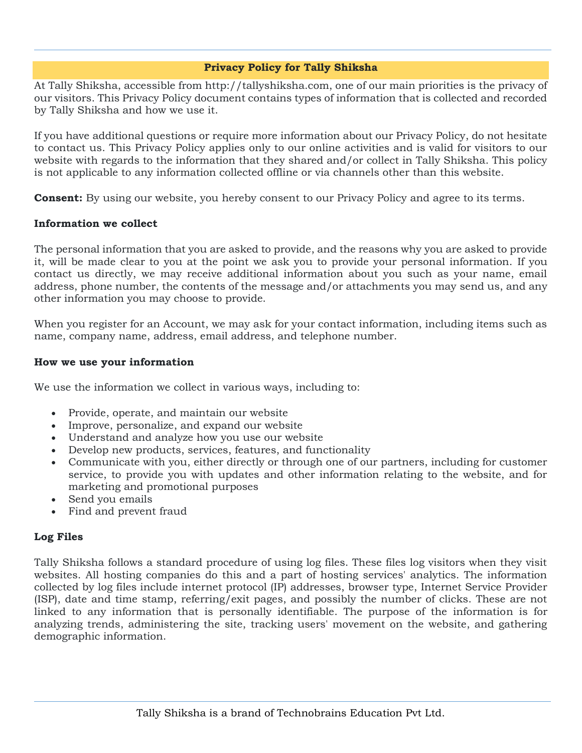# Privacy Policy for Tally Shiksha

At Tally Shiksha, accessible from http://tallyshiksha.com, one of our main priorities is the privacy of our visitors. This Privacy Policy document contains types of information that is collected and recorded by Tally Shiksha and how we use it.

If you have additional questions or require more information about our Privacy Policy, do not hesitate to contact us. This Privacy Policy applies only to our online activities and is valid for visitors to our website with regards to the information that they shared and/or collect in Tally Shiksha. This policy is not applicable to any information collected offline or via channels other than this website.

**Consent:** By using our website, you hereby consent to our Privacy Policy and agree to its terms.

**Information we collect**

The personal information that you are asked to provide, and the reasons why you are asked to provide it, will be made clear to you at the point we ask you to provide your personal information. If you contact us directly, we may receive additional information about you such as your name, email address, phone number, the contents of the message and/or attachments you may send us, and any other information you may choose to provide.

When you register for an Account, we may ask for your contact information, including items such as name, company name, address, email address, and telephone number.

**How we use your information**

We use the information we collect in various ways, including to:

- Provide, operate, and maintain our website
- Improve, personalize, and expand our website
- Understand and analyze how you use our website
- Develop new products, services, features, and functionality
- Communicate with you, either directly or through one of our partners, including for customer service, to provide you with updates and other information relating to the website, and for marketing and promotional purposes
- Send you emails
- Find and prevent fraud

**Log Files**

Tally Shiksha follows a standard procedure of using log files. These files log visitors when they visit websites. All hosting companies do this and a part of hosting services' analytics. The information collected by log files include internet protocol (IP) addresses, browser type, Internet Service Provider (ISP), date and time stamp, referring/exit pages, and possibly the number of clicks. These are not linked to any information that is personally identifiable. The purpose of the information is for analyzing trends, administering the site, tracking users' movement on the website, and gathering demographic information.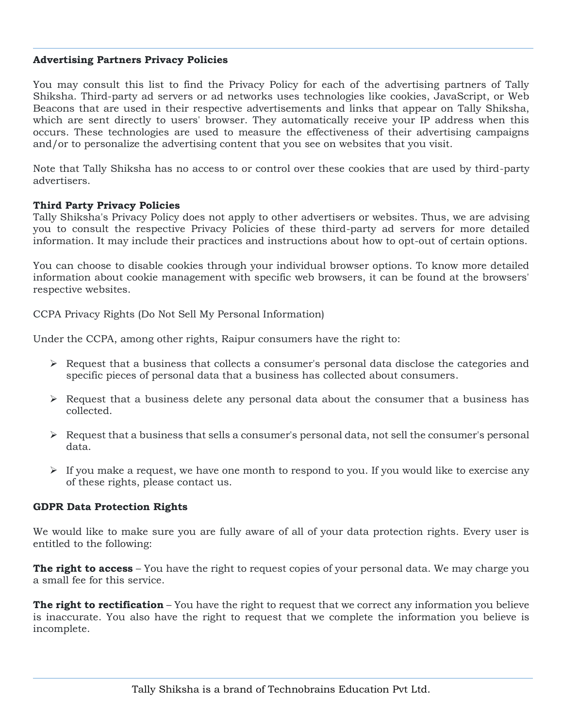**Advertising Partners Privacy Policies**

You may consult this list to find the Privacy Policy for each of the advertising partners of Tally Shiksha. Third-party ad servers or ad networks uses technologies like cookies, JavaScript, or Web Beacons that are used in their respective advertisements and links that appear on Tally Shiksha, which are sent directly to users' browser. They automatically receive your IP address when this occurs. These technologies are used to measure the effectiveness of their advertising campaigns and/or to personalize the advertising content that you see on websites that you visit.

Note that Tally Shiksha has no access to or control over these cookies that are used by third-party advertisers.

**Third Party Privacy Policies**

Tally Shiksha's Privacy Policy does not apply to other advertisers or websites. Thus, we are advising you to consult the respective Privacy Policies of these third-party ad servers for more detailed information. It may include their practices and instructions about how to opt-out of certain options.

You can choose to disable cookies through your individual browser options. To know more detailed information about cookie management with specific web browsers, it can be found at the browsers' respective websites.

CCPA Privacy Rights (Do Not Sell My Personal Information)

Under the CCPA, among other rights, Raipur consumers have the right to:

- Request that a business that collects a consumer's personal data disclose the categories and specific pieces of personal data that a business has collected about consumers.
- Request that a business delete any personal data about the consumer that a business has collected.
- Request that a business that sells a consumer's personal data, not sell the consumer's personal data.
- If you make a request, we have one month to respond to you. If you would like to exercise any of these rights, please contact us.

**GDPR Data Protection Rights**

We would like to make sure you are fully aware of all of your data protection rights. Every user is entitled to the following:

**The right to access** – You have the right to request copies of your personal data. We may charge you a small fee for this service.

**The right to rectification** – You have the right to request that we correct any information you believe is inaccurate. You also have the right to request that we complete the information you believe is incomplete.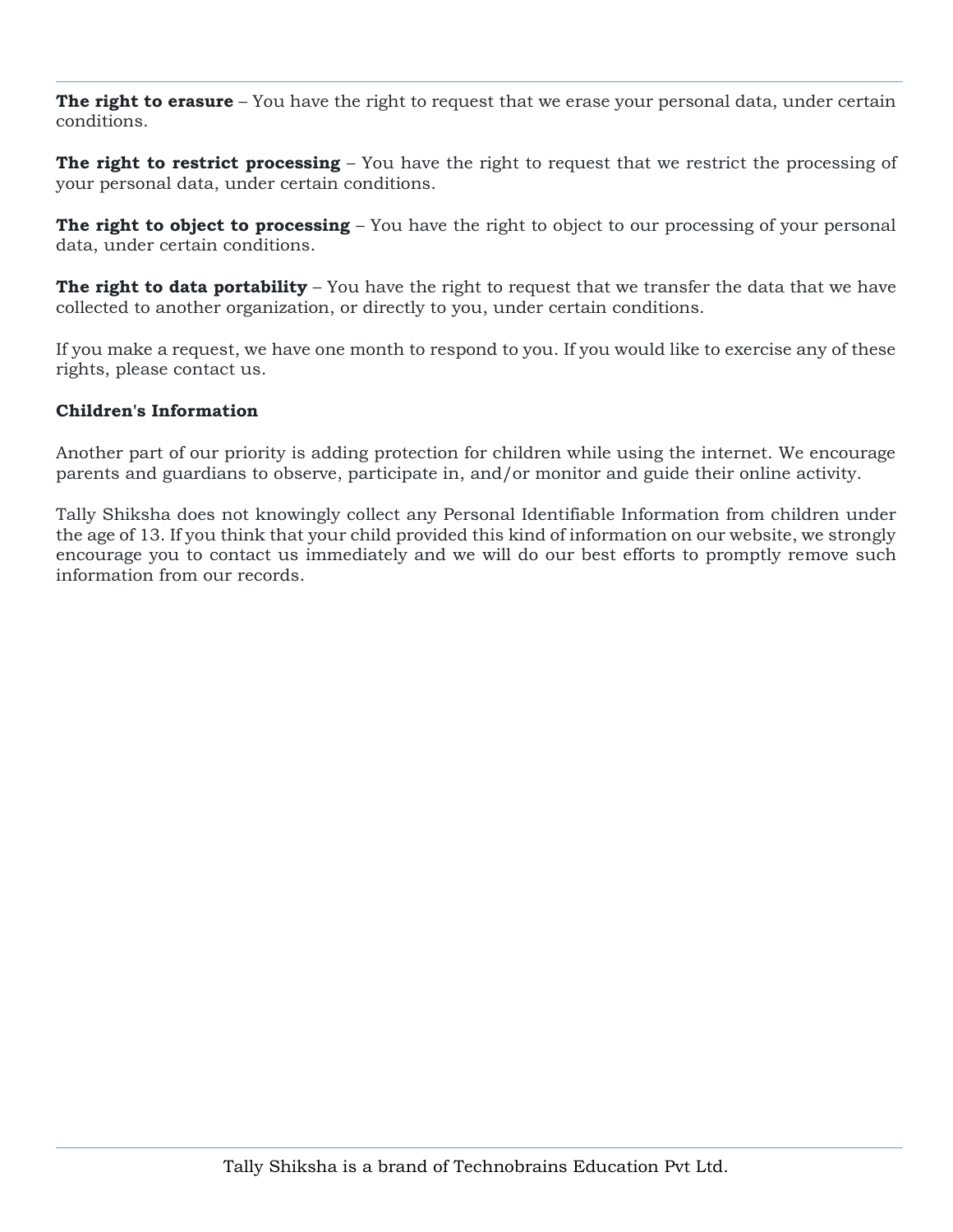**The right to erasure** – You have the right to request that we erase your personal data, under certain conditions.

**The right to restrict processing** – You have the right to request that we restrict the processing of your personal data, under certain conditions.

**The right to object to processing** – You have the right to object to our processing of your personal data, under certain conditions.

**The right to data portability** – You have the right to request that we transfer the data that we have collected to another organization, or directly to you, under certain conditions.

If you make a request, we have one month to respond to you. If you would like to exercise any of these rights, please contact us.

### Children's Information

Another part of our priority is adding protection for children while using the internet. We encourage parents and guardians to observe, participate in, and/or monitor and guide their online activity.

Tally Shiksha does not knowingly collect any Personal Identifiable Information from children under the age of 13. If you think that your child provided this kind of information on our website, we strongly encourage you to contact us immediately and we will do our best efforts to promptly remove such information from our records.